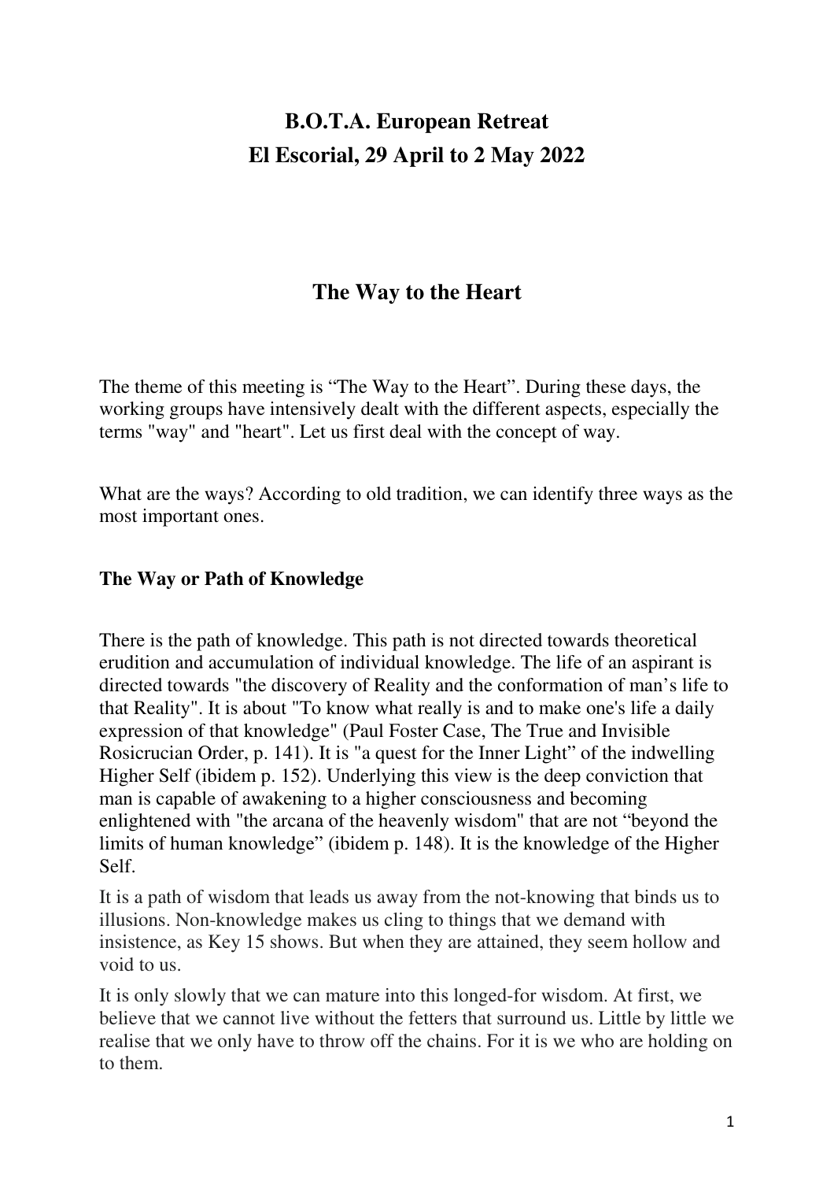# B.O.T.A. European Retreat
# El Escorial, 29 April to 2 May 2022

## The Way to the Heart

The theme of this meeting is "The Way to the Heart". During these days, the working groups have intensively dealt with the different aspects, especially the terms "way" and "heart". Let us first deal with the concept of way.

What are the ways? According to old tradition, we can identify three ways as the most important ones.

### The Way or Path of Knowledge

There is the path of knowledge. This path is not directed towards theoretical erudition and accumulation of individual knowledge. The life of an aspirant is directed towards "the discovery of Reality and the conformation of man's life to that Reality". It is about "To know what really is and to make one's life a daily expression of that knowledge" (Paul Foster Case, The True and Invisible Rosicrucian Order, p. 141). It is "a quest for the Inner Light" of the indwelling Higher Self (ibidem p. 152). Underlying this view is the deep conviction that man is capable of awakening to a higher consciousness and becoming enlightened with "the arcana of the heavenly wisdom" that are not "beyond the limits of human knowledge" (ibidem p. 148). It is the knowledge of the Higher Self.

It is a path of wisdom that leads us away from the not-knowing that binds us to illusions. Non-knowledge makes us cling to things that we demand with insistence, as Key 15 shows. But when they are attained, they seem hollow and void to us.

It is only slowly that we can mature into this longed-for wisdom. At first, we believe that we cannot live without the fetters that surround us. Little by little we realise that we only have to throw off the chains. For it is we who are holding on to them.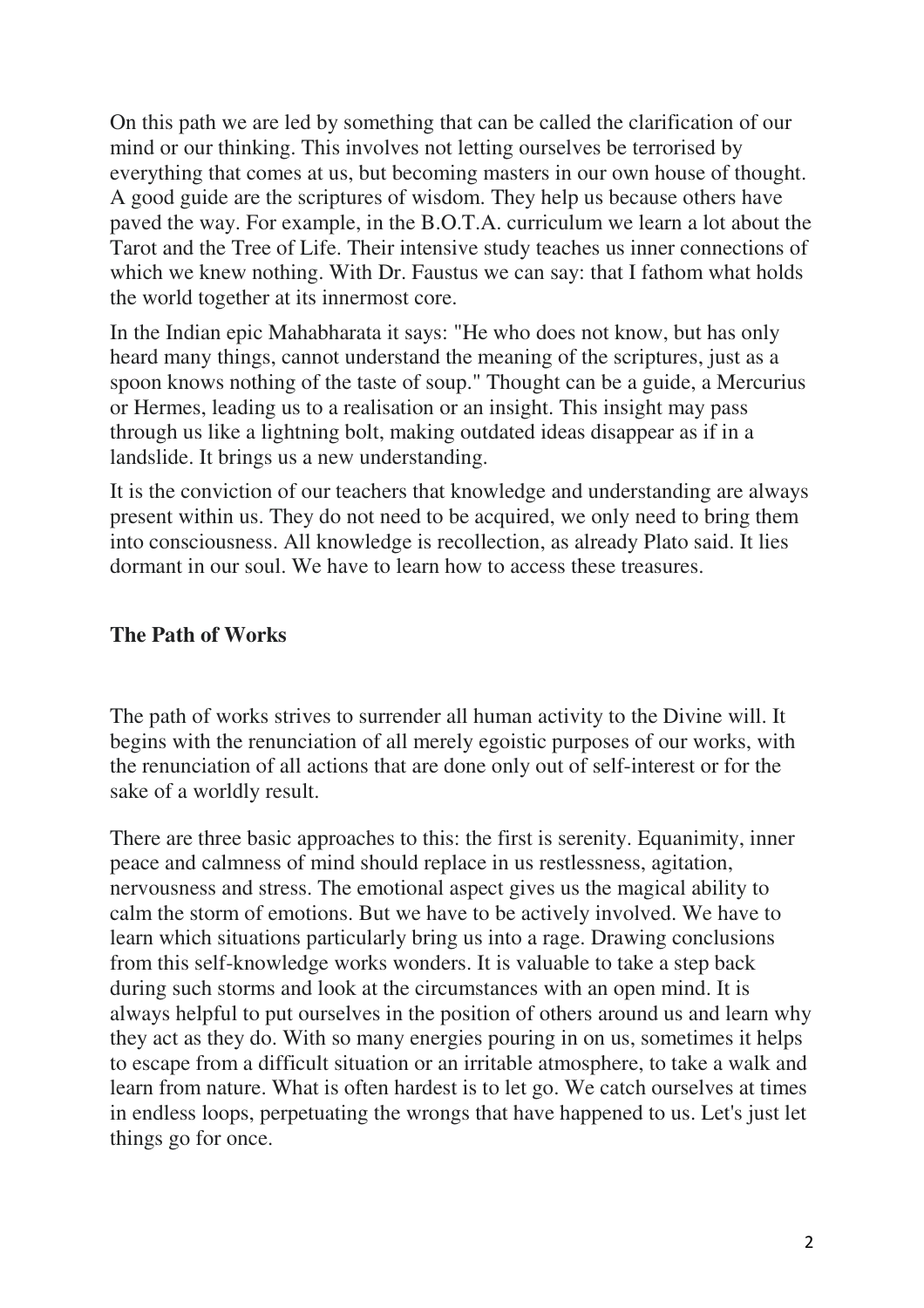On this path we are led by something that can be called the clarification of our mind or our thinking. This involves not letting ourselves be terrorised by everything that comes at us, but becoming masters in our own house of thought. A good guide are the scriptures of wisdom. They help us because others have paved the way. For example, in the B.O.T.A. curriculum we learn a lot about the Tarot and the Tree of Life. Their intensive study teaches us inner connections of which we knew nothing. With Dr. Faustus we can say: that I fathom what holds the world together at its innermost core.

In the Indian epic Mahabharata it says: "He who does not know, but has only heard many things, cannot understand the meaning of the scriptures, just as a spoon knows nothing of the taste of soup." Thought can be a guide, a Mercurius or Hermes, leading us to a realisation or an insight. This insight may pass through us like a lightning bolt, making outdated ideas disappear as if in a landslide. It brings us a new understanding.

It is the conviction of our teachers that knowledge and understanding are always present within us. They do not need to be acquired, we only need to bring them into consciousness. All knowledge is recollection, as already Plato said. It lies dormant in our soul. We have to learn how to access these treasures.

## The Path of Works

The path of works strives to surrender all human activity to the Divine will. It begins with the renunciation of all merely egoistic purposes of our works, with the renunciation of all actions that are done only out of self-interest or for the sake of a worldly result.

There are three basic approaches to this: the first is serenity. Equanimity, inner peace and calmness of mind should replace in us restlessness, agitation, nervousness and stress. The emotional aspect gives us the magical ability to calm the storm of emotions. But we have to be actively involved. We have to learn which situations particularly bring us into a rage. Drawing conclusions from this self-knowledge works wonders. It is valuable to take a step back during such storms and look at the circumstances with an open mind. It is always helpful to put ourselves in the position of others around us and learn why they act as they do. With so many energies pouring in on us, sometimes it helps to escape from a difficult situation or an irritable atmosphere, to take a walk and learn from nature. What is often hardest is to let go. We catch ourselves at times in endless loops, perpetuating the wrongs that have happened to us. Let's just let things go for once.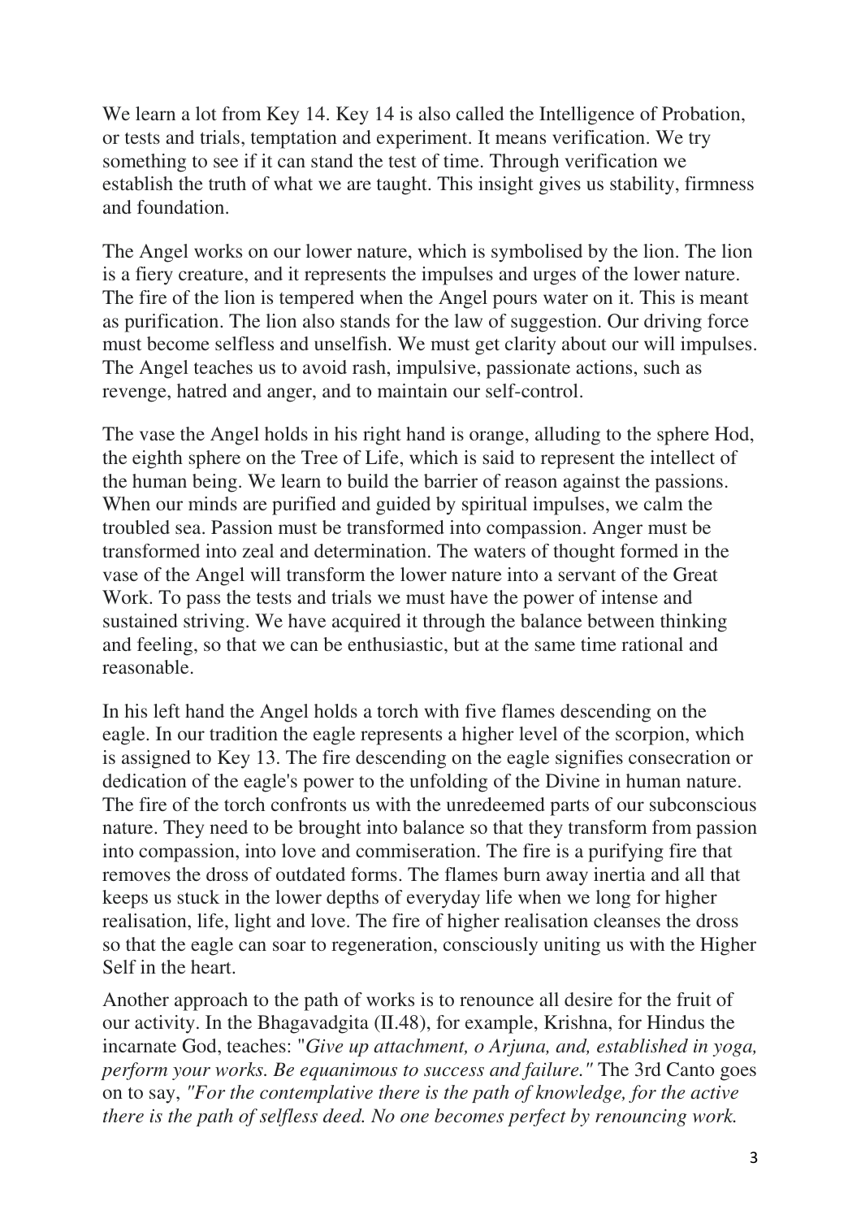We learn a lot from Key 14. Key 14 is also called the Intelligence of Probation, or tests and trials, temptation and experiment. It means verification. We try something to see if it can stand the test of time. Through verification we establish the truth of what we are taught. This insight gives us stability, firmness and foundation.

The Angel works on our lower nature, which is symbolised by the lion. The lion is a fiery creature, and it represents the impulses and urges of the lower nature. The fire of the lion is tempered when the Angel pours water on it. This is meant as purification. The lion also stands for the law of suggestion. Our driving force must become selfless and unselfish. We must get clarity about our will impulses. The Angel teaches us to avoid rash, impulsive, passionate actions, such as revenge, hatred and anger, and to maintain our self-control.

The vase the Angel holds in his right hand is orange, alluding to the sphere Hod, the eighth sphere on the Tree of Life, which is said to represent the intellect of the human being. We learn to build the barrier of reason against the passions. When our minds are purified and guided by spiritual impulses, we calm the troubled sea. Passion must be transformed into compassion. Anger must be transformed into zeal and determination. The waters of thought formed in the vase of the Angel will transform the lower nature into a servant of the Great Work. To pass the tests and trials we must have the power of intense and sustained striving. We have acquired it through the balance between thinking and feeling, so that we can be enthusiastic, but at the same time rational and reasonable.

In his left hand the Angel holds a torch with five flames descending on the eagle. In our tradition the eagle represents a higher level of the scorpion, which is assigned to Key 13. The fire descending on the eagle signifies consecration or dedication of the eagle's power to the unfolding of the Divine in human nature. The fire of the torch confronts us with the unredeemed parts of our subconscious nature. They need to be brought into balance so that they transform from passion into compassion, into love and commiseration. The fire is a purifying fire that removes the dross of outdated forms. The flames burn away inertia and all that keeps us stuck in the lower depths of everyday life when we long for higher realisation, life, light and love. The fire of higher realisation cleanses the dross so that the eagle can soar to regeneration, consciously uniting us with the Higher Self in the heart.

Another approach to the path of works is to renounce all desire for the fruit of our activity. In the Bhagavadgita (II.48), for example, Krishna, for Hindus the incarnate God, teaches: "*Give up attachment, o Arjuna, and, established in yoga, perform your works. Be equanimous to success and failure."* The 3rd Canto goes on to say, *"For the contemplative there is the path of knowledge, for the active there is the path of selfless deed. No one becomes perfect by renouncing work.*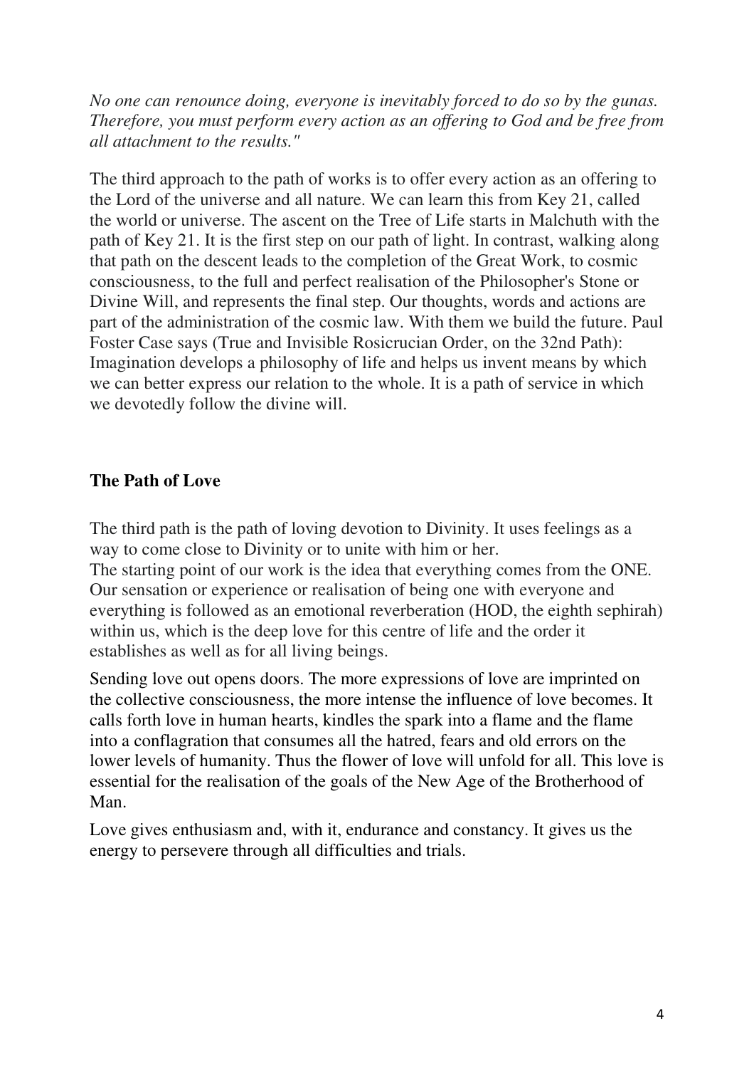*No one can renounce doing, everyone is inevitably forced to do so by the gunas. Therefore, you must perform every action as an offering to God and be free from all attachment to the results."*

The third approach to the path of works is to offer every action as an offering to the Lord of the universe and all nature. We can learn this from Key 21, called the world or universe. The ascent on the Tree of Life starts in Malchuth with the path of Key 21. It is the first step on our path of light. In contrast, walking along that path on the descent leads to the completion of the Great Work, to cosmic consciousness, to the full and perfect realisation of the Philosopher's Stone or Divine Will, and represents the final step. Our thoughts, words and actions are part of the administration of the cosmic law. With them we build the future. Paul Foster Case says (True and Invisible Rosicrucian Order, on the 32nd Path): Imagination develops a philosophy of life and helps us invent means by which we can better express our relation to the whole. It is a path of service in which we devotedly follow the divine will.

## The Path of Love

The third path is the path of loving devotion to Divinity. It uses feelings as a way to come close to Divinity or to unite with him or her.
The starting point of our work is the idea that everything comes from the ONE. Our sensation or experience or realisation of being one with everyone and everything is followed as an emotional reverberation (HOD, the eighth sephirah) within us, which is the deep love for this centre of life and the order it establishes as well as for all living beings.

Sending love out opens doors. The more expressions of love are imprinted on the collective consciousness, the more intense the influence of love becomes. It calls forth love in human hearts, kindles the spark into a flame and the flame into a conflagration that consumes all the hatred, fears and old errors on the lower levels of humanity. Thus the flower of love will unfold for all. This love is essential for the realisation of the goals of the New Age of the Brotherhood of Man.

Love gives enthusiasm and, with it, endurance and constancy. It gives us the energy to persevere through all difficulties and trials.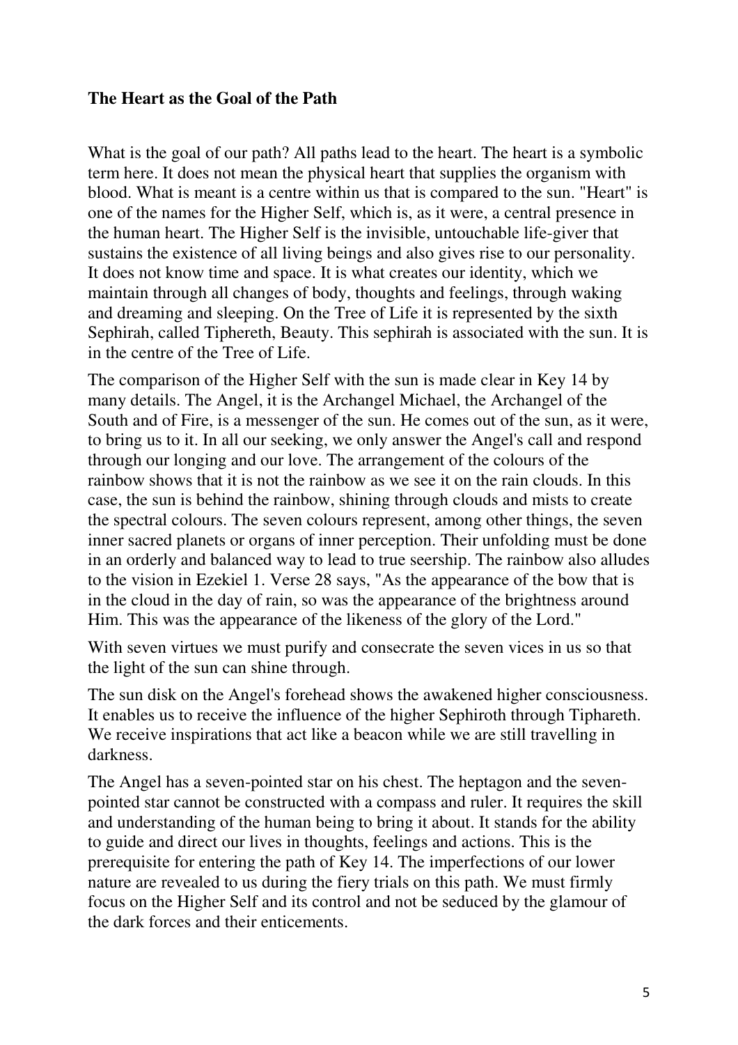**The Heart as the Goal of the Path**

What is the goal of our path? All paths lead to the heart. The heart is a symbolic term here. It does not mean the physical heart that supplies the organism with blood. What is meant is a centre within us that is compared to the sun. "Heart" is one of the names for the Higher Self, which is, as it were, a central presence in the human heart. The Higher Self is the invisible, untouchable life-giver that sustains the existence of all living beings and also gives rise to our personality. It does not know time and space. It is what creates our identity, which we maintain through all changes of body, thoughts and feelings, through waking and dreaming and sleeping. On the Tree of Life it is represented by the sixth Sephirah, called Tiphereth, Beauty. This sephirah is associated with the sun. It is in the centre of the Tree of Life.

The comparison of the Higher Self with the sun is made clear in Key 14 by many details. The Angel, it is the Archangel Michael, the Archangel of the South and of Fire, is a messenger of the sun. He comes out of the sun, as it were, to bring us to it. In all our seeking, we only answer the Angel's call and respond through our longing and our love. The arrangement of the colours of the rainbow shows that it is not the rainbow as we see it on the rain clouds. In this case, the sun is behind the rainbow, shining through clouds and mists to create the spectral colours. The seven colours represent, among other things, the seven inner sacred planets or organs of inner perception. Their unfolding must be done in an orderly and balanced way to lead to true seership. The rainbow also alludes to the vision in Ezekiel 1. Verse 28 says, "As the appearance of the bow that is in the cloud in the day of rain, so was the appearance of the brightness around Him. This was the appearance of the likeness of the glory of the Lord."

With seven virtues we must purify and consecrate the seven vices in us so that the light of the sun can shine through.

The sun disk on the Angel's forehead shows the awakened higher consciousness. It enables us to receive the influence of the higher Sephiroth through Tiphareth. We receive inspirations that act like a beacon while we are still travelling in darkness.

The Angel has a seven-pointed star on his chest. The heptagon and the seven-pointed star cannot be constructed with a compass and ruler. It requires the skill and understanding of the human being to bring it about. It stands for the ability to guide and direct our lives in thoughts, feelings and actions. This is the prerequisite for entering the path of Key 14. The imperfections of our lower nature are revealed to us during the fiery trials on this path. We must firmly focus on the Higher Self and its control and not be seduced by the glamour of the dark forces and their enticements.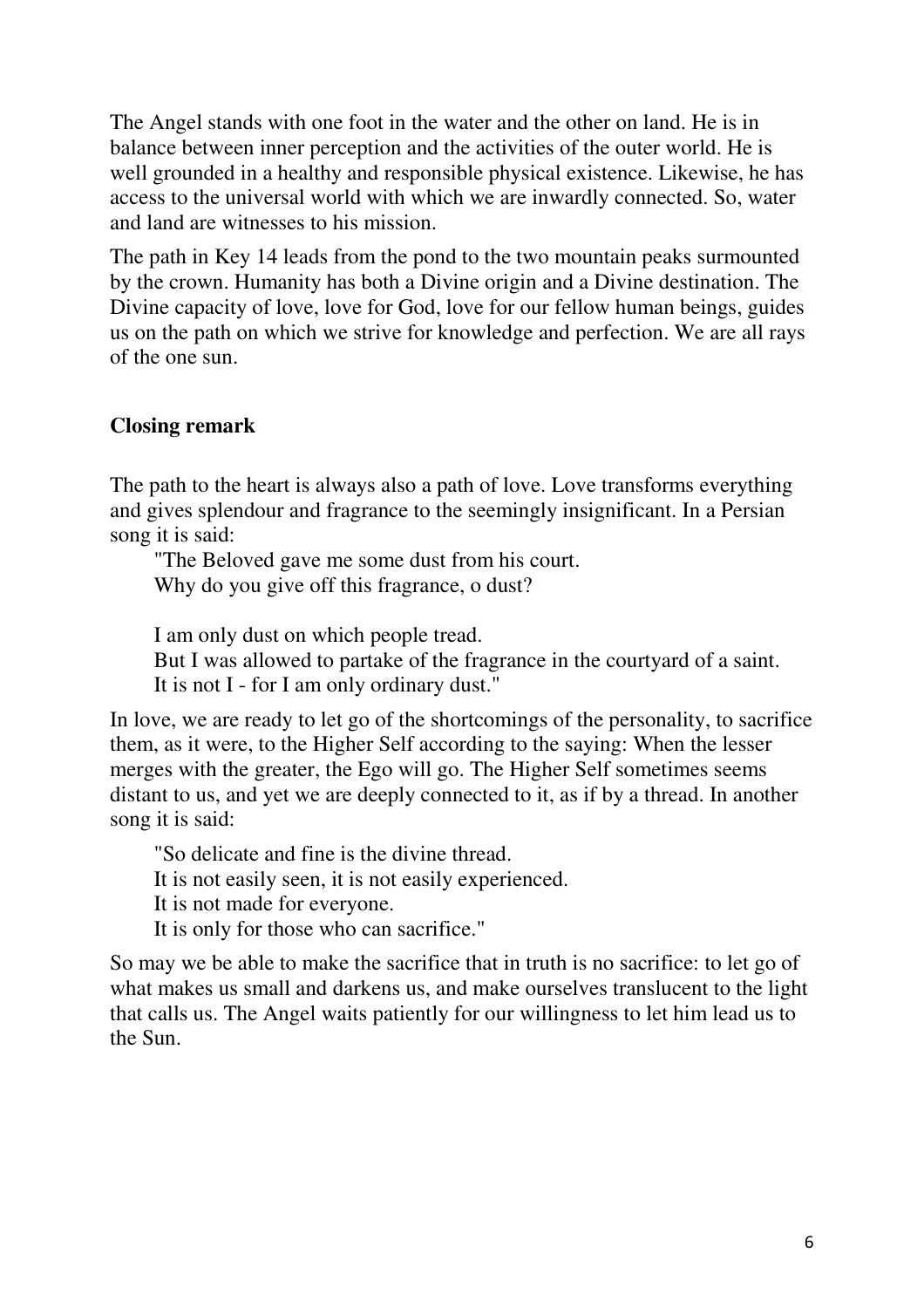The Angel stands with one foot in the water and the other on land. He is in balance between inner perception and the activities of the outer world. He is well grounded in a healthy and responsible physical existence. Likewise, he has access to the universal world with which we are inwardly connected. So, water and land are witnesses to his mission.

The path in Key 14 leads from the pond to the two mountain peaks surmounted by the crown. Humanity has both a Divine origin and a Divine destination. The Divine capacity of love, love for God, love for our fellow human beings, guides us on the path on which we strive for knowledge and perfection. We are all rays of the one sun.

**Closing remark**

The path to the heart is always also a path of love. Love transforms everything and gives splendour and fragrance to the seemingly insignificant. In a Persian song it is said:

> "The Beloved gave me some dust from his court.
> Why do you give off this fragrance, o dust?
>
> I am only dust on which people tread.
> But I was allowed to partake of the fragrance in the courtyard of a saint.
> It is not I - for I am only ordinary dust."

In love, we are ready to let go of the shortcomings of the personality, to sacrifice them, as it were, to the Higher Self according to the saying: When the lesser merges with the greater, the Ego will go. The Higher Self sometimes seems distant to us, and yet we are deeply connected to it, as if by a thread. In another song it is said:

> "So delicate and fine is the divine thread.
> It is not easily seen, it is not easily experienced.
> It is not made for everyone.
> It is only for those who can sacrifice."

So may we be able to make the sacrifice that in truth is no sacrifice: to let go of what makes us small and darkens us, and make ourselves translucent to the light that calls us. The Angel waits patiently for our willingness to let him lead us to the Sun.